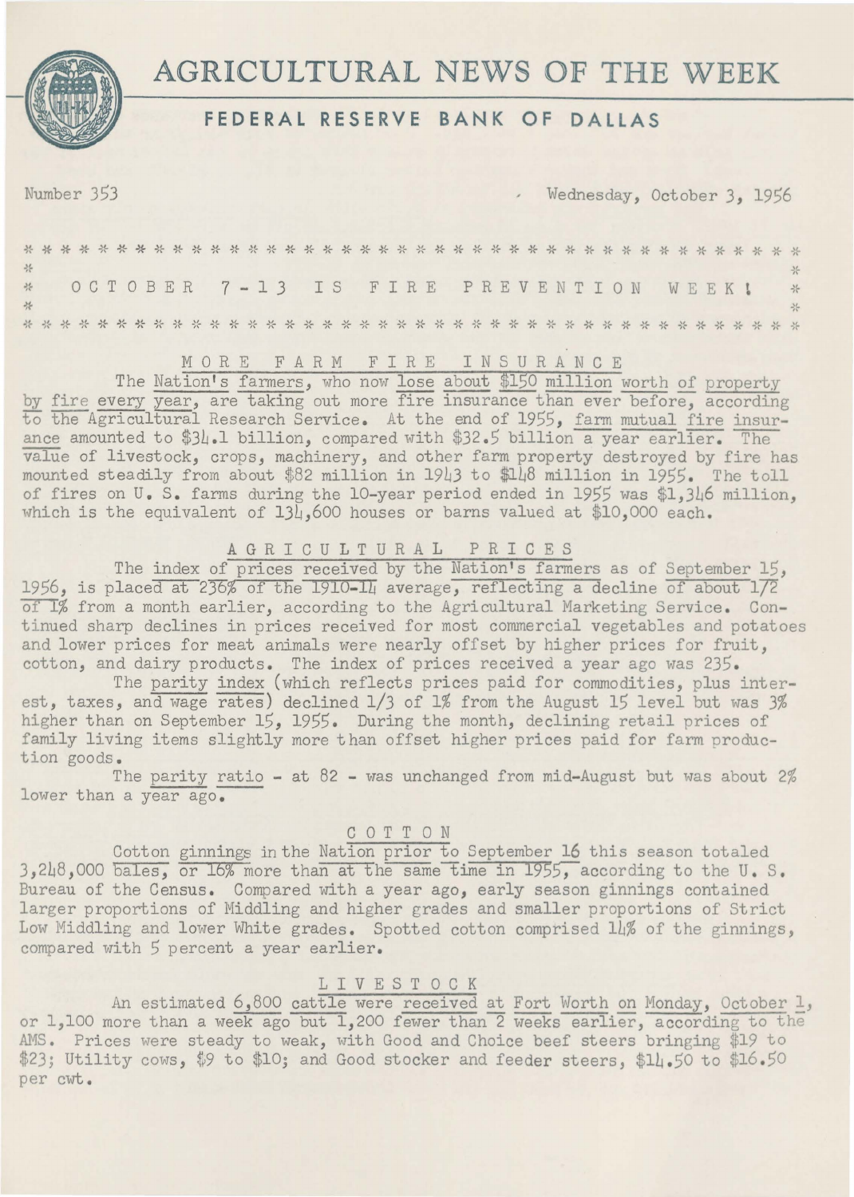# AGRICULTURAL NEWS OF THE WEEK

## FEDERAL RESERVE BANK OF DALLAS

Number 353 — Wednesday, October 3, 1956

**OCTOBER 7-13 IS FIRE PREVENTION WEEK!**

### MORE FARM FIRE INSURANCE

The Nation's farmers, who now lose about $150 million worth of property by fire every year, are taking out more fire insurance than ever before, according to the Agricultural Research Service. At the end of 1955, farm mutual fire insurance amounted to $34.1 billion, compared with $32.5 billion a year earlier. The value of livestock, crops, machinery, and other farm property destroyed by fire has mounted steadily from about $82 million in 1943 to $148 million in 1955. The toll of fires on U. S. farms during the 10-year period ended in 1955 was $1,346 million, which is the equivalent of 134,600 houses or barns valued at $10,000 each.

### AGRICULTURAL PRICES

The index of prices received by the Nation's farmers as of September 15, 1956, is placed at 236% of the 1910-14 average, reflecting a decline of about 1/2 of 1% from a month earlier, according to the Agricultural Marketing Service. Continued sharp declines in prices received for most commercial vegetables and potatoes and lower prices for meat animals were nearly offset by higher prices for fruit, cotton, and dairy products. The index of prices received a year ago was 235.

The parity index (which reflects prices paid for commodities, plus interest, taxes, and wage rates) declined 1/3 of 1% from the August 15 level but was 3% higher than on September 15, 1955. During the month, declining retail prices of family living items slightly more than offset higher prices paid for farm production goods.

The parity ratio - at 82 - was unchanged from mid-August but was about 2% lower than a year ago.

### COTTON

Cotton ginnings in the Nation prior to September 16 this season totaled 3,248,000 bales, or 16% more than at the same time in 1955, according to the U. S. Bureau of the Census. Compared with a year ago, early season ginnings contained larger proportions of Middling and higher grades and smaller proportions of Strict Low Middling and lower White grades. Spotted cotton comprised 14% of the ginnings, compared with 5 percent a year earlier.

### LIVESTOCK

An estimated 6,800 cattle were received at Fort Worth on Monday, October 1, or 1,100 more than a week ago but 1,200 fewer than 2 weeks earlier, according to the AMS. Prices were steady to weak, with Good and Choice beef steers bringing $19 to $23; Utility cows, $9 to $10; and Good stocker and feeder steers, $14.50 to $16.50 per cwt.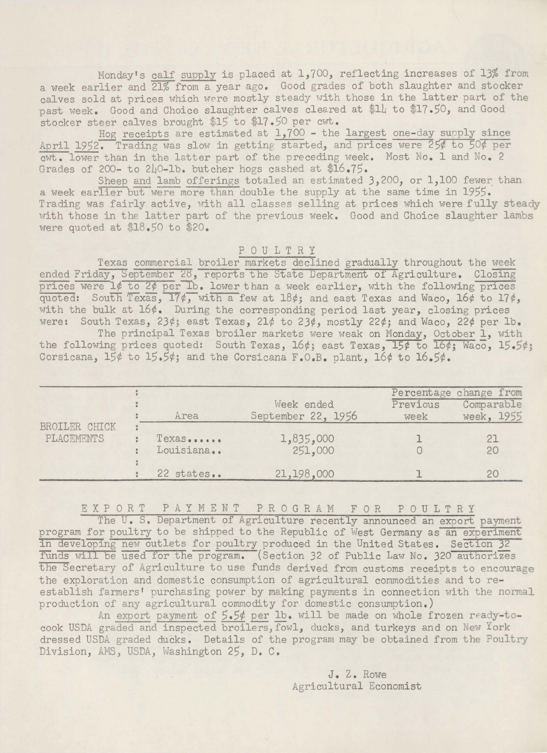Monday's calf supply is placed at 1,700, reflecting increases of 13% from a week earlier and 21% from a year ago. Good grades of both slaughter and stocker calves sold at prices which were mostly steady with those in the latter part of the past week. Good and Choice slaughter calves cleared at $14 to $17.50, and Good stocker steer calves brought $15 to $17.50 per cwt.

Hog receipts are estimated at 1,700 - the largest one-day supply since April 1952. Trading was slow in getting started, and prices were 25¢ to 50¢ per cwt. lower than in the latter part of the preceding week. Most No. 1 and No. 2 Grades of 200- to 240-lb. butcher hogs cashed at $16.75.

Sheep and lamb offerings totaled an estimated 3,200, or 1,100 fewer than a week earlier but were more than double the supply at the same time in 1955. Trading was fairly active, with all classes selling at prices which were fully steady with those in the latter part of the previous week. Good and Choice slaughter lambs were quoted at $18.50 to $20.

## POULTRY

Texas commercial broiler markets declined gradually throughout the week ended Friday, September 28, reports the State Department of Agriculture. Closing prices were 1¢ to 2¢ per lb. lower than a week earlier, with the following prices quoted: South Texas, 17¢, with a few at 18¢; and east Texas and Waco, 16¢ to 17¢, with the bulk at 16¢. During the corresponding period last year, closing prices were: South Texas, 23¢; east Texas, 21¢ to 23¢, mostly 22¢; and Waco, 22¢ per lb.

The principal Texas broiler markets were weak on Monday, October 1, with the following prices quoted: South Texas, 16¢; east Texas, 15¢ to 16¢; Waco, 15.5¢; Corsicana, 15¢ to 15.5¢; and the Corsicana F.O.B. plant, 16¢ to 16.5¢.

| | Area | Week ended September 22, 1956 | Percentage change from Previous week | Percentage change from Comparable week, 1955 |
|---|---|---|---|---|
| BROILER CHICK PLACEMENTS | Texas...... | 1,835,000 | 1 | 21 |
| | Louisiana.. | 251,000 | 0 | 20 |
| | 22 states.. | 21,198,000 | 1 | 20 |

## EXPORT PAYMENT PROGRAM FOR POULTRY

The U. S. Department of Agriculture recently announced an export payment program for poultry to be shipped to the Republic of West Germany as an experiment in developing new outlets for poultry produced in the United States. Section 32 funds will be used for the program. (Section 32 of Public Law No. 320 authorizes the Secretary of Agriculture to use funds derived from customs receipts to encourage the exploration and domestic consumption of agricultural commodities and to re-establish farmers' purchasing power by making payments in connection with the normal production of any agricultural commodity for domestic consumption.)

An export payment of 5.5¢ per lb. will be made on whole frozen ready-to-cook USDA graded and inspected broilers, fowl, ducks, and turkeys and on New York dressed USDA graded ducks. Details of the program may be obtained from the Poultry Division, AMS, USDA, Washington 25, D. C.

J. Z. Rowe
Agricultural Economist